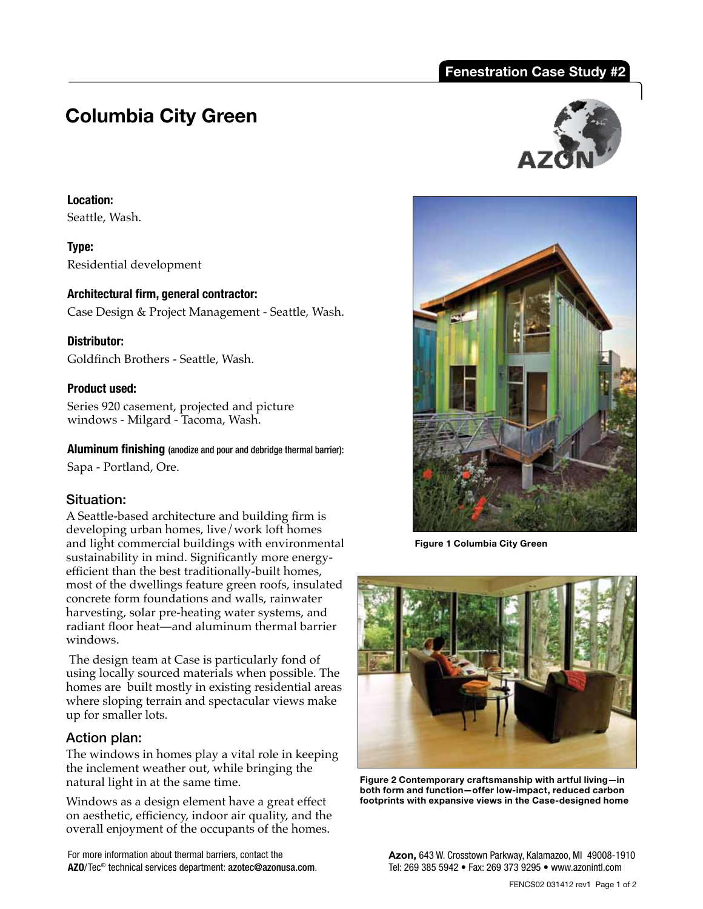Fenestration Case Study #2

# Columbia City Green

**Location:**
Seattle, Wash.

**Type:**
Residential development

**Architectural firm, general contractor:**
Case Design & Project Management - Seattle, Wash.

**Distributor:**
Goldfinch Brothers - Seattle, Wash.

**Product used:**
Series 920 casement, projected and picture windows - Milgard - Tacoma, Wash.

**Aluminum finishing** (anodize and pour and debridge thermal barrier):
Sapa - Portland, Ore.

## Situation:

A Seattle-based architecture and building firm is developing urban homes, live/work loft homes and light commercial buildings with environmental sustainability in mind. Significantly more energy-efficient than the best traditionally-built homes, most of the dwellings feature green roofs, insulated concrete form foundations and walls, rainwater harvesting, solar pre-heating water systems, and radiant floor heat—and aluminum thermal barrier windows.

The design team at Case is particularly fond of using locally sourced materials when possible. The homes are built mostly in existing residential areas where sloping terrain and spectacular views make up for smaller lots.

## Action plan:

The windows in homes play a vital role in keeping the inclement weather out, while bringing the natural light in at the same time.

Windows as a design element have a great effect on aesthetic, efficiency, indoor air quality, and the overall enjoyment of the occupants of the homes.

**Figure 1 Columbia City Green**

**Figure 2 Contemporary craftsmanship with artful living—in both form and function—offer low-impact, reduced carbon footprints with expansive views in the Case-designed home**

For more information about thermal barriers, contact the **AZO**/Tec® technical services department: **azotec@azonusa.com**.

**Azon,** 643 W. Crosstown Parkway, Kalamazoo, MI 49008-1910
Tel: 269 385 5942 • Fax: 269 373 9295 • www.azonintl.com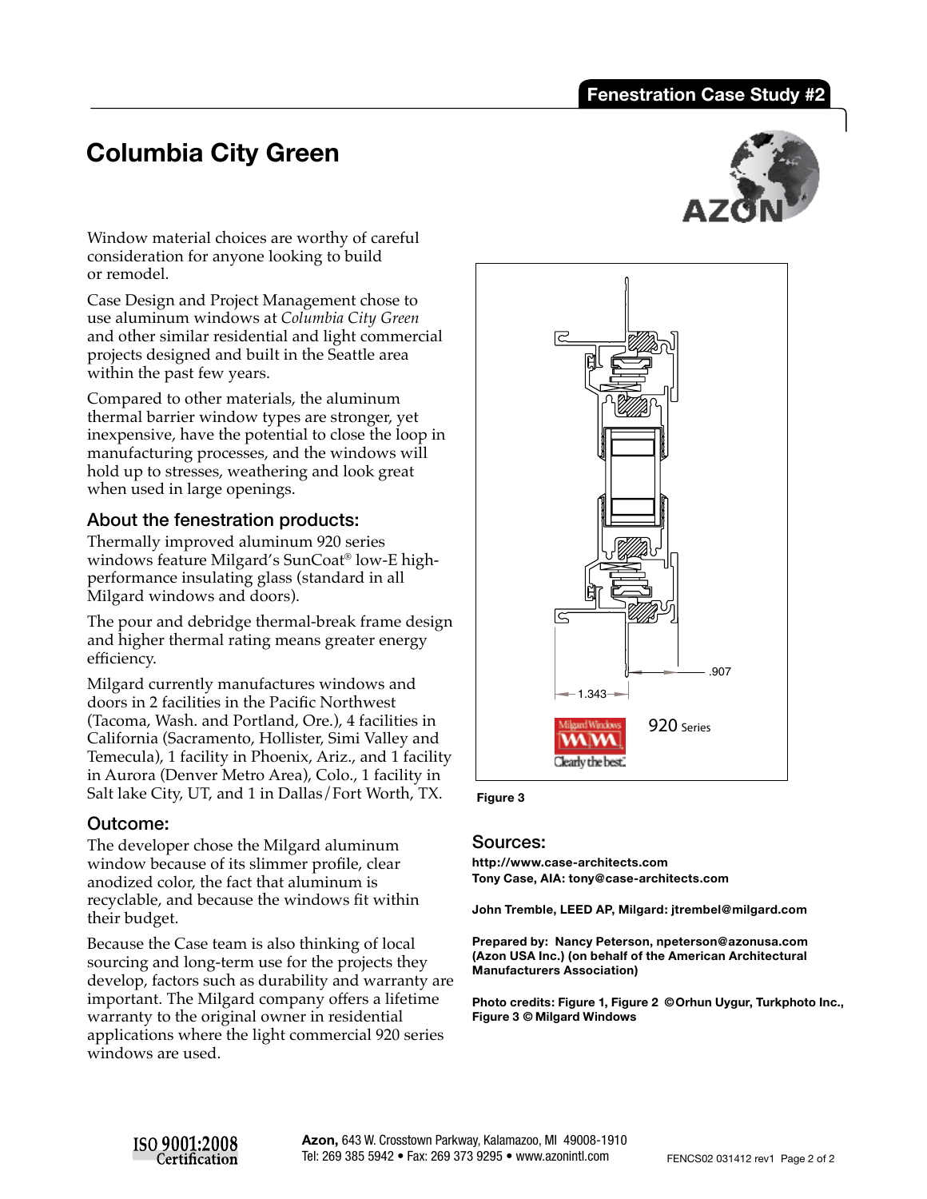Fenestration Case Study #2

# Columbia City Green

Window material choices are worthy of careful consideration for anyone looking to build or remodel.

Case Design and Project Management chose to use aluminum windows at *Columbia City Green* and other similar residential and light commercial projects designed and built in the Seattle area within the past few years.

Compared to other materials, the aluminum thermal barrier window types are stronger, yet inexpensive, have the potential to close the loop in manufacturing processes, and the windows will hold up to stresses, weathering and look great when used in large openings.

## About the fenestration products:

Thermally improved aluminum 920 series windows feature Milgard's SunCoat® low-E high-performance insulating glass (standard in all Milgard windows and doors).

The pour and debridge thermal-break frame design and higher thermal rating means greater energy efficiency.

Milgard currently manufactures windows and doors in 2 facilities in the Pacific Northwest (Tacoma, Wash. and Portland, Ore.), 4 facilities in California (Sacramento, Hollister, Simi Valley and Temecula), 1 facility in Phoenix, Ariz., and 1 facility in Aurora (Denver Metro Area), Colo., 1 facility in Salt lake City, UT, and 1 in Dallas/Fort Worth, TX.

## Outcome:

The developer chose the Milgard aluminum window because of its slimmer profile, clear anodized color, the fact that aluminum is recyclable, and because the windows fit within their budget.

Because the Case team is also thinking of local sourcing and long-term use for the projects they develop, factors such as durability and warranty are important. The Milgard company offers a lifetime warranty to the original owner in residential applications where the light commercial 920 series windows are used.

.907

1.343

Milgard Windows

Clearly the best.

920 Series

**Figure 3**

## Sources:

**http://www.case-architects.com**
**Tony Case, AIA: tony@case-architects.com**

**John Tremble, LEED AP, Milgard: jtrembel@milgard.com**

**Prepared by: Nancy Peterson, npeterson@azonusa.com (Azon USA Inc.) (on behalf of the American Architectural Manufacturers Association)**

**Photo credits: Figure 1, Figure 2 ©Orhun Uygur, Turkphoto Inc., Figure 3 © Milgard Windows**

ISO 9001:2008 Certification

**Azon,** 643 W. Crosstown Parkway, Kalamazoo, MI 49008-1910
Tel: 269 385 5942 • Fax: 269 373 9295 • www.azonintl.com

FENCS02 031412 rev1